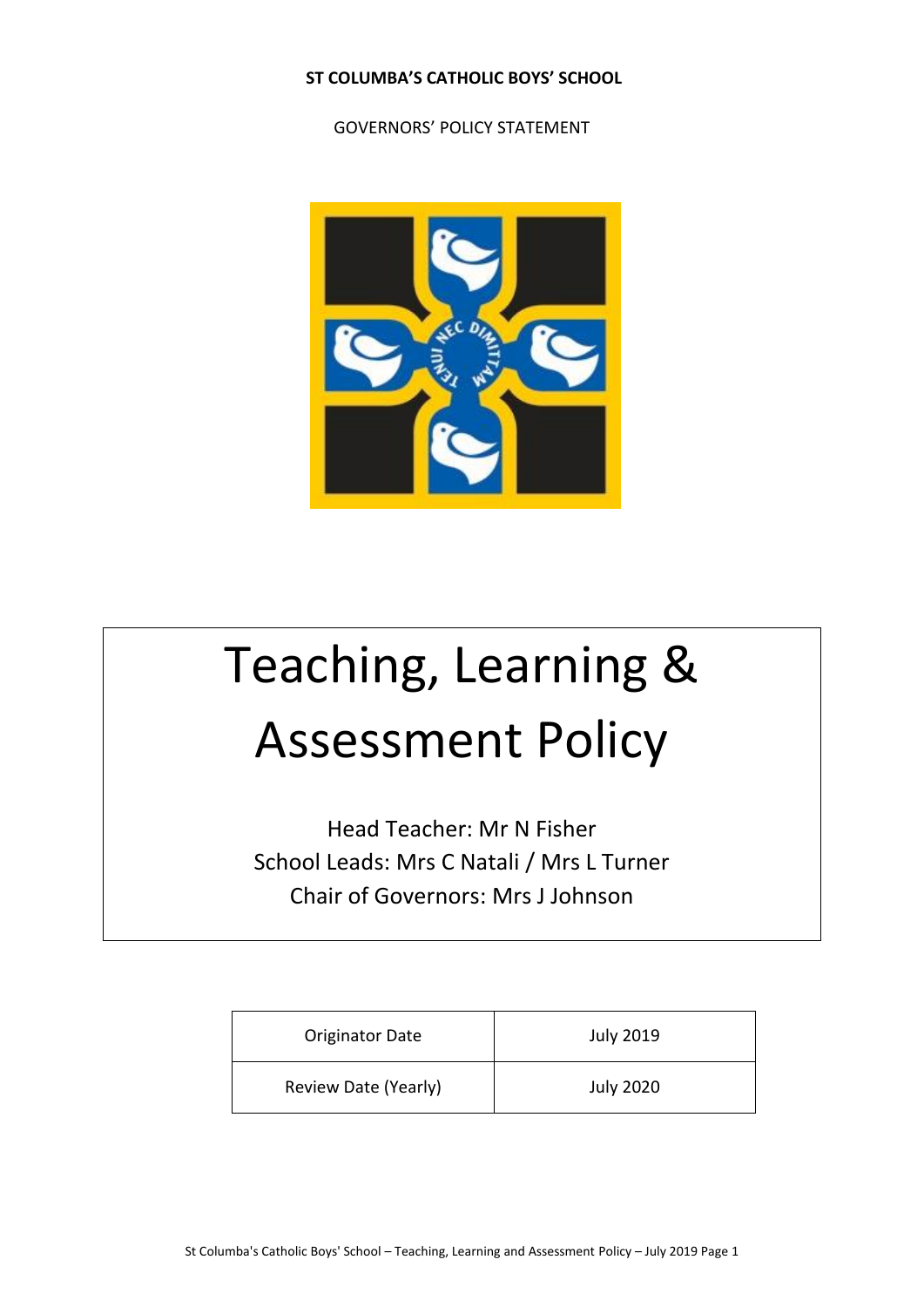**ST COLUMBA'S CATHOLIC BOYS' SCHOOL**

GOVERNORS' POLICY STATEMENT

# Teaching, Learning & Assessment Policy

Head Teacher: Mr N Fisher

School Leads: Mrs C Natali / Mrs L Turner

Chair of Governors: Mrs J Johnson

| Originator Date | July 2019 |
| --- | --- |
| Review Date (Yearly) | July 2020 |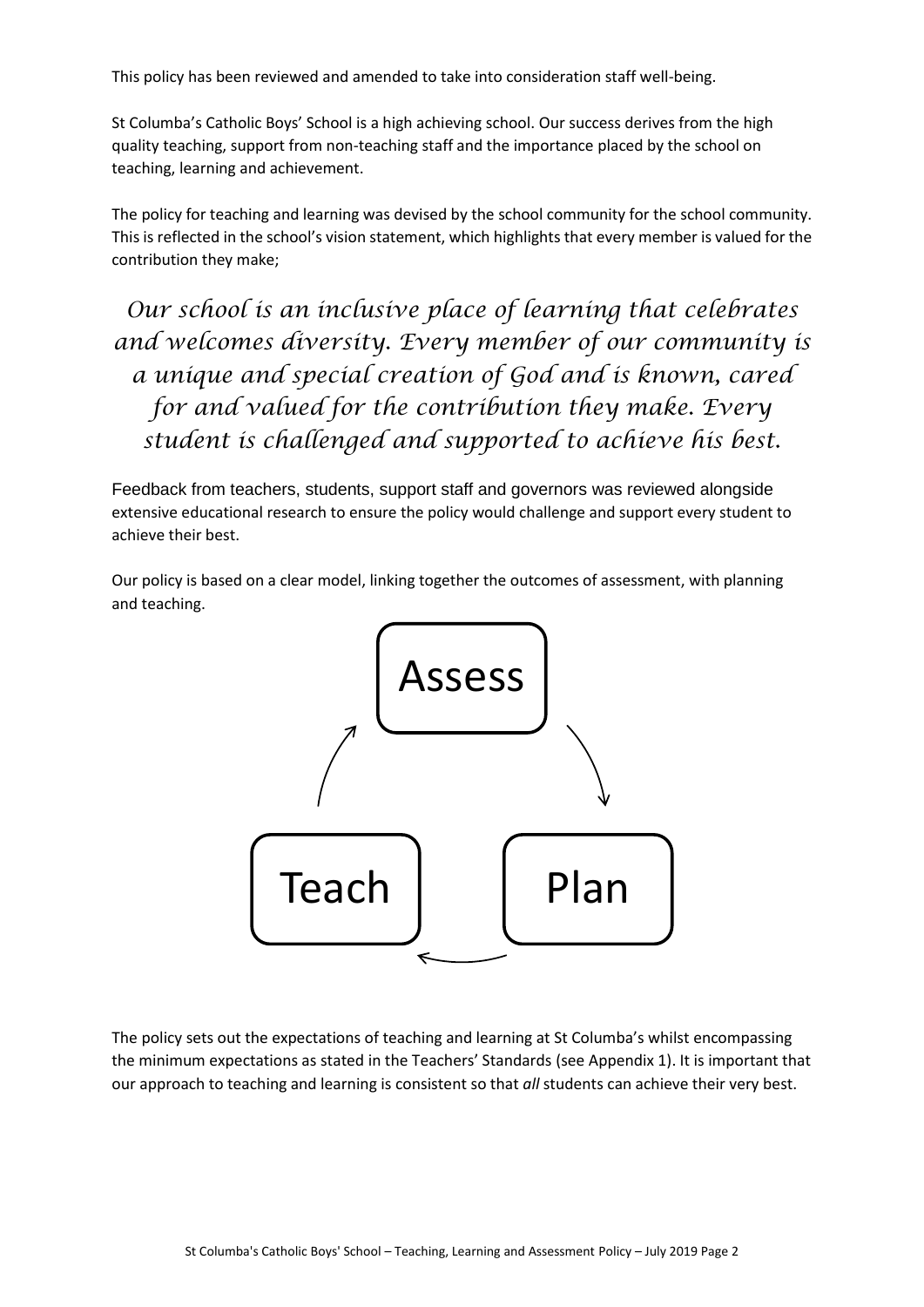This policy has been reviewed and amended to take into consideration staff well-being.

St Columba's Catholic Boys' School is a high achieving school. Our success derives from the high quality teaching, support from non-teaching staff and the importance placed by the school on teaching, learning and achievement.

The policy for teaching and learning was devised by the school community for the school community. This is reflected in the school's vision statement, which highlights that every member is valued for the contribution they make;

*Our school is an inclusive place of learning that celebrates and welcomes diversity. Every member of our community is a unique and special creation of God and is known, cared for and valued for the contribution they make. Every student is challenged and supported to achieve his best.*

Feedback from teachers, students, support staff and governors was reviewed alongside extensive educational research to ensure the policy would challenge and support every student to achieve their best.

Our policy is based on a clear model, linking together the outcomes of assessment, with planning and teaching.

Assess → Plan → Teach → Assess

The policy sets out the expectations of teaching and learning at St Columba's whilst encompassing the minimum expectations as stated in the Teachers' Standards (see Appendix 1). It is important that our approach to teaching and learning is consistent so that *all* students can achieve their very best.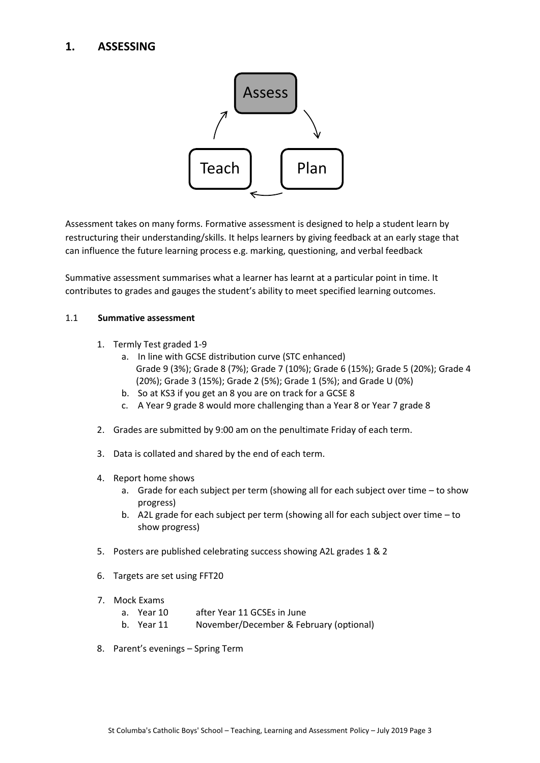## 1. ASSESSING

Assess → Plan → Teach

Assessment takes on many forms. Formative assessment is designed to help a student learn by restructuring their understanding/skills. It helps learners by giving feedback at an early stage that can influence the future learning process e.g. marking, questioning, and verbal feedback

Summative assessment summarises what a learner has learnt at a particular point in time. It contributes to grades and gauges the student's ability to meet specified learning outcomes.

### 1.1 Summative assessment

1. Termly Test graded 1-9
   a. In line with GCSE distribution curve (STC enhanced) Grade 9 (3%); Grade 8 (7%); Grade 7 (10%); Grade 6 (15%); Grade 5 (20%); Grade 4 (20%); Grade 3 (15%); Grade 2 (5%); Grade 1 (5%); and Grade U (0%)
   b. So at KS3 if you get an 8 you are on track for a GCSE 8
   c. A Year 9 grade 8 would more challenging than a Year 8 or Year 7 grade 8

2. Grades are submitted by 9:00 am on the penultimate Friday of each term.

3. Data is collated and shared by the end of each term.

4. Report home shows
   a. Grade for each subject per term (showing all for each subject over time – to show progress)
   b. A2L grade for each subject per term (showing all for each subject over time – to show progress)

5. Posters are published celebrating success showing A2L grades 1 & 2

6. Targets are set using FFT20

7. Mock Exams
   a. Year 10 after Year 11 GCSEs in June
   b. Year 11 November/December & February (optional)

8. Parent's evenings – Spring Term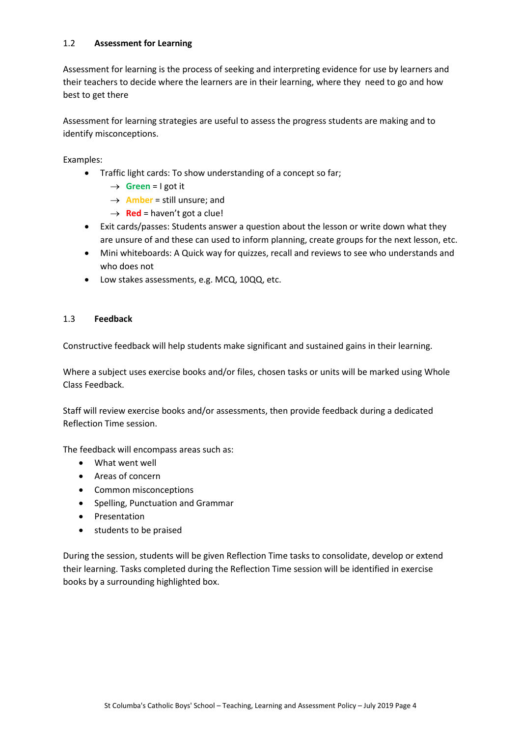### 1.2 Assessment for Learning

Assessment for learning is the process of seeking and interpreting evidence for use by learners and their teachers to decide where the learners are in their learning, where they need to go and how best to get there

Assessment for learning strategies are useful to assess the progress students are making and to identify misconceptions.

Examples:

- Traffic light cards: To show understanding of a concept so far;
  - → **Green** = I got it
  - → **Amber** = still unsure; and
  - → **Red** = haven't got a clue!
- Exit cards/passes: Students answer a question about the lesson or write down what they are unsure of and these can used to inform planning, create groups for the next lesson, etc.
- Mini whiteboards: A Quick way for quizzes, recall and reviews to see who understands and who does not
- Low stakes assessments, e.g. MCQ, 10QQ, etc.

### 1.3 Feedback

Constructive feedback will help students make significant and sustained gains in their learning.

Where a subject uses exercise books and/or files, chosen tasks or units will be marked using Whole Class Feedback.

Staff will review exercise books and/or assessments, then provide feedback during a dedicated Reflection Time session.

The feedback will encompass areas such as:

- What went well
- Areas of concern
- Common misconceptions
- Spelling, Punctuation and Grammar
- Presentation
- students to be praised

During the session, students will be given Reflection Time tasks to consolidate, develop or extend their learning. Tasks completed during the Reflection Time session will be identified in exercise books by a surrounding highlighted box.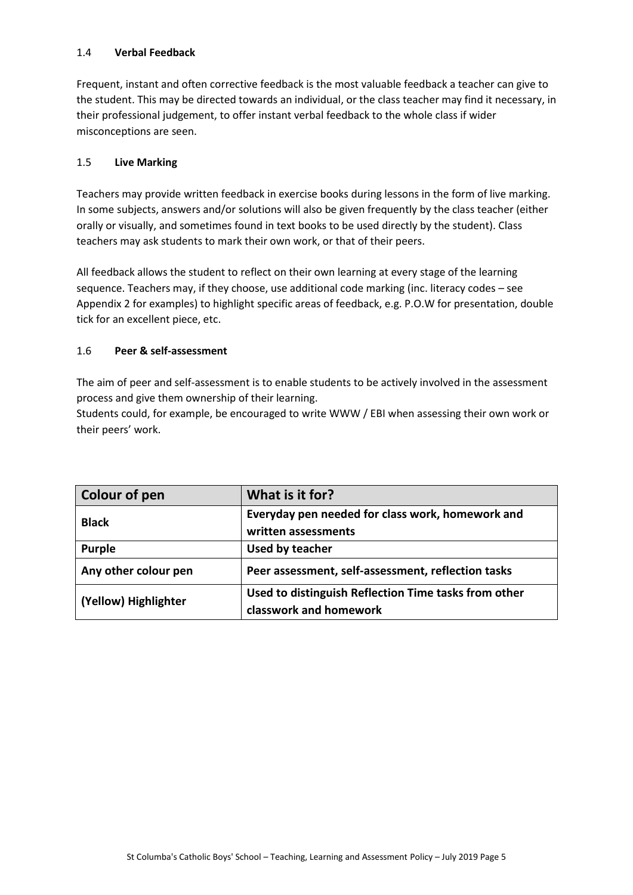### 1.4 **Verbal Feedback**

Frequent, instant and often corrective feedback is the most valuable feedback a teacher can give to the student. This may be directed towards an individual, or the class teacher may find it necessary, in their professional judgement, to offer instant verbal feedback to the whole class if wider misconceptions are seen.

### 1.5 **Live Marking**

Teachers may provide written feedback in exercise books during lessons in the form of live marking. In some subjects, answers and/or solutions will also be given frequently by the class teacher (either orally or visually, and sometimes found in text books to be used directly by the student). Class teachers may ask students to mark their own work, or that of their peers.

All feedback allows the student to reflect on their own learning at every stage of the learning sequence. Teachers may, if they choose, use additional code marking (inc. literacy codes – see Appendix 2 for examples) to highlight specific areas of feedback, e.g. P.O.W for presentation, double tick for an excellent piece, etc.

### 1.6 **Peer & self-assessment**

The aim of peer and self-assessment is to enable students to be actively involved in the assessment process and give them ownership of their learning.
Students could, for example, be encouraged to write WWW / EBI when assessing their own work or their peers' work.

| Colour of pen | What is it for? |
|---|---|
| **Black** | **Everyday pen needed for class work, homework and written assessments** |
| **Purple** | **Used by teacher** |
| **Any other colour pen** | **Peer assessment, self-assessment, reflection tasks** |
| **(Yellow) Highlighter** | **Used to distinguish Reflection Time tasks from other classwork and homework** |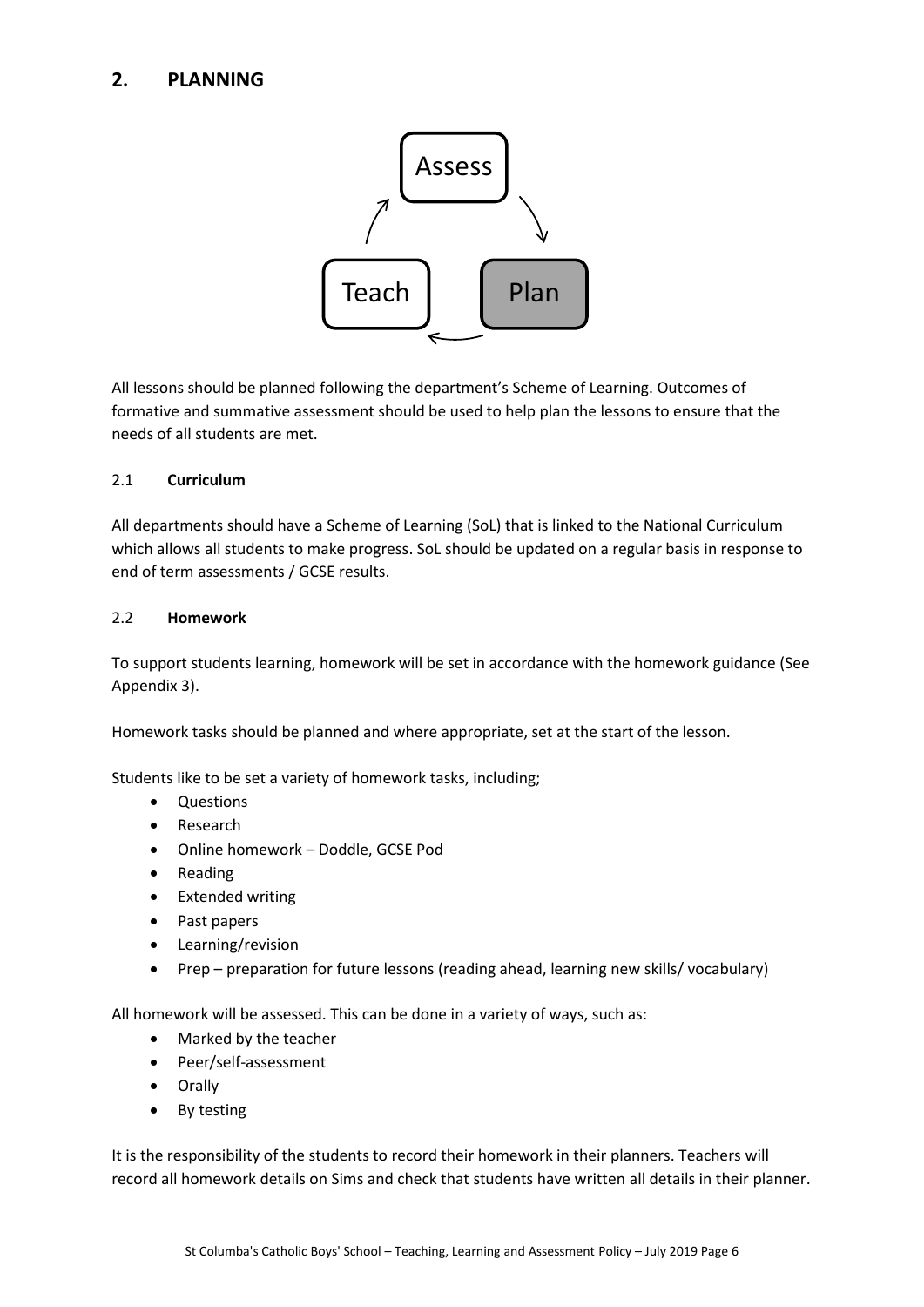## 2. PLANNING

All lessons should be planned following the department's Scheme of Learning. Outcomes of formative and summative assessment should be used to help plan the lessons to ensure that the needs of all students are met.

### 2.1 Curriculum

All departments should have a Scheme of Learning (SoL) that is linked to the National Curriculum which allows all students to make progress. SoL should be updated on a regular basis in response to end of term assessments / GCSE results.

### 2.2 Homework

To support students learning, homework will be set in accordance with the homework guidance (See Appendix 3).

Homework tasks should be planned and where appropriate, set at the start of the lesson.

Students like to be set a variety of homework tasks, including;

- Questions
- Research
- Online homework – Doddle, GCSE Pod
- Reading
- Extended writing
- Past papers
- Learning/revision
- Prep – preparation for future lessons (reading ahead, learning new skills/ vocabulary)

All homework will be assessed. This can be done in a variety of ways, such as:

- Marked by the teacher
- Peer/self-assessment
- Orally
- By testing

It is the responsibility of the students to record their homework in their planners. Teachers will record all homework details on Sims and check that students have written all details in their planner.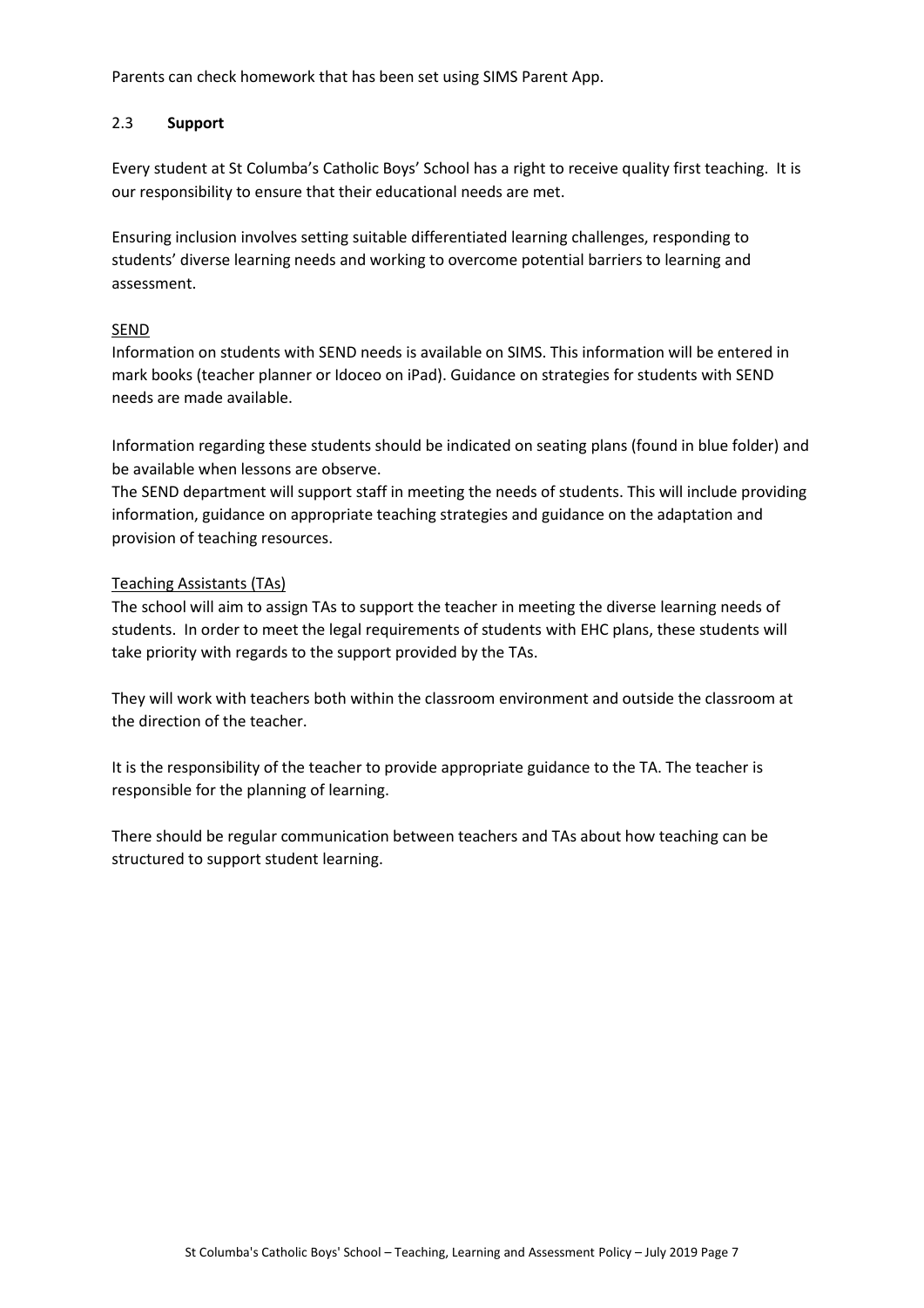Parents can check homework that has been set using SIMS Parent App.

## 2.3 **Support**

Every student at St Columba's Catholic Boys' School has a right to receive quality first teaching. It is our responsibility to ensure that their educational needs are met.

Ensuring inclusion involves setting suitable differentiated learning challenges, responding to students' diverse learning needs and working to overcome potential barriers to learning and assessment.

<u>SEND</u>

Information on students with SEND needs is available on SIMS. This information will be entered in mark books (teacher planner or Idoceo on iPad). Guidance on strategies for students with SEND needs are made available.

Information regarding these students should be indicated on seating plans (found in blue folder) and be available when lessons are observe.

The SEND department will support staff in meeting the needs of students. This will include providing information, guidance on appropriate teaching strategies and guidance on the adaptation and provision of teaching resources.

<u>Teaching Assistants (TAs)</u>

The school will aim to assign TAs to support the teacher in meeting the diverse learning needs of students. In order to meet the legal requirements of students with EHC plans, these students will take priority with regards to the support provided by the TAs.

They will work with teachers both within the classroom environment and outside the classroom at the direction of the teacher.

It is the responsibility of the teacher to provide appropriate guidance to the TA. The teacher is responsible for the planning of learning.

There should be regular communication between teachers and TAs about how teaching can be structured to support student learning.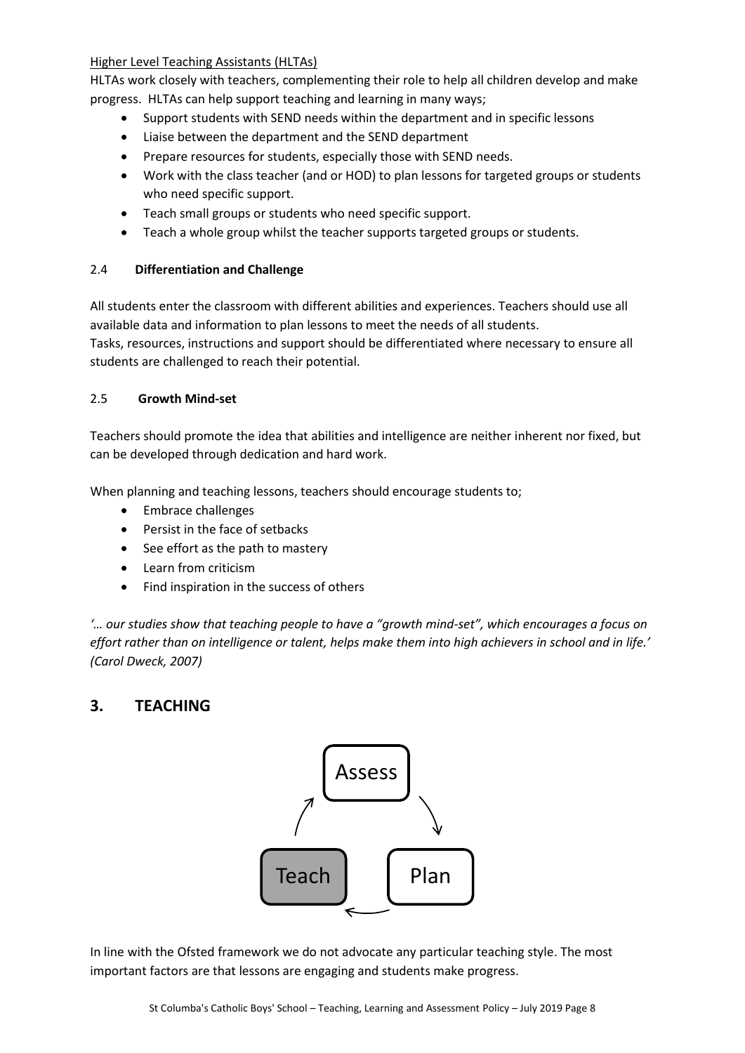Higher Level Teaching Assistants (HLTAs)

HLTAs work closely with teachers, complementing their role to help all children develop and make progress. HLTAs can help support teaching and learning in many ways;

- Support students with SEND needs within the department and in specific lessons
- Liaise between the department and the SEND department
- Prepare resources for students, especially those with SEND needs.
- Work with the class teacher (and or HOD) to plan lessons for targeted groups or students who need specific support.
- Teach small groups or students who need specific support.
- Teach a whole group whilst the teacher supports targeted groups or students.

### 2.4 Differentiation and Challenge

All students enter the classroom with different abilities and experiences. Teachers should use all available data and information to plan lessons to meet the needs of all students.
Tasks, resources, instructions and support should be differentiated where necessary to ensure all students are challenged to reach their potential.

### 2.5 Growth Mind-set

Teachers should promote the idea that abilities and intelligence are neither inherent nor fixed, but can be developed through dedication and hard work.

When planning and teaching lessons, teachers should encourage students to;

- Embrace challenges
- Persist in the face of setbacks
- See effort as the path to mastery
- Learn from criticism
- Find inspiration in the success of others

*'… our studies show that teaching people to have a "growth mind-set", which encourages a focus on effort rather than on intelligence or talent, helps make them into high achievers in school and in life.' (Carol Dweck, 2007)*

## 3. TEACHING

Assess → Plan → Teach → Assess

In line with the Ofsted framework we do not advocate any particular teaching style. The most important factors are that lessons are engaging and students make progress.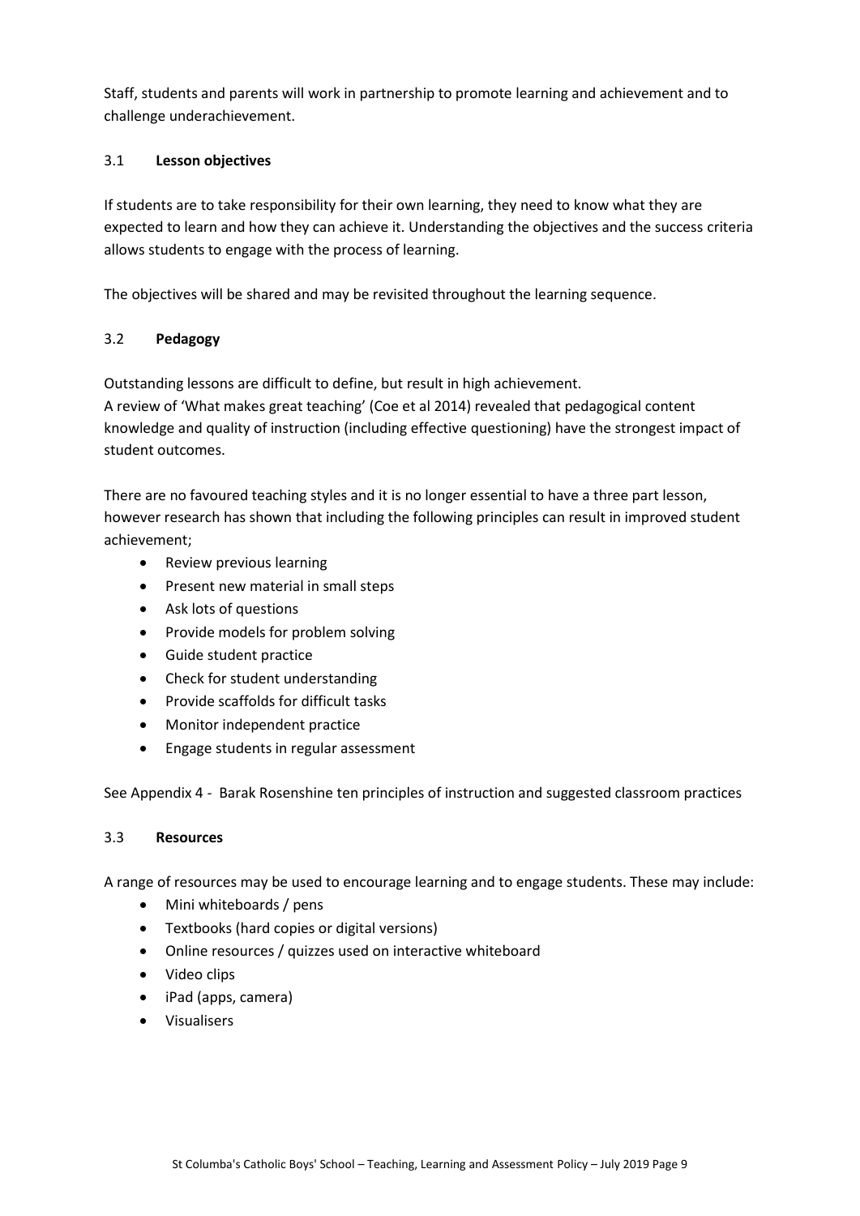Staff, students and parents will work in partnership to promote learning and achievement and to challenge underachievement.

### 3.1 **Lesson objectives**

If students are to take responsibility for their own learning, they need to know what they are expected to learn and how they can achieve it. Understanding the objectives and the success criteria allows students to engage with the process of learning.

The objectives will be shared and may be revisited throughout the learning sequence.

### 3.2 **Pedagogy**

Outstanding lessons are difficult to define, but result in high achievement.
A review of 'What makes great teaching' (Coe et al 2014) revealed that pedagogical content knowledge and quality of instruction (including effective questioning) have the strongest impact of student outcomes.

There are no favoured teaching styles and it is no longer essential to have a three part lesson, however research has shown that including the following principles can result in improved student achievement;

- Review previous learning
- Present new material in small steps
- Ask lots of questions
- Provide models for problem solving
- Guide student practice
- Check for student understanding
- Provide scaffolds for difficult tasks
- Monitor independent practice
- Engage students in regular assessment

See Appendix 4 - Barak Rosenshine ten principles of instruction and suggested classroom practices

### 3.3 **Resources**

A range of resources may be used to encourage learning and to engage students. These may include:

- Mini whiteboards / pens
- Textbooks (hard copies or digital versions)
- Online resources / quizzes used on interactive whiteboard
- Video clips
- iPad (apps, camera)
- Visualisers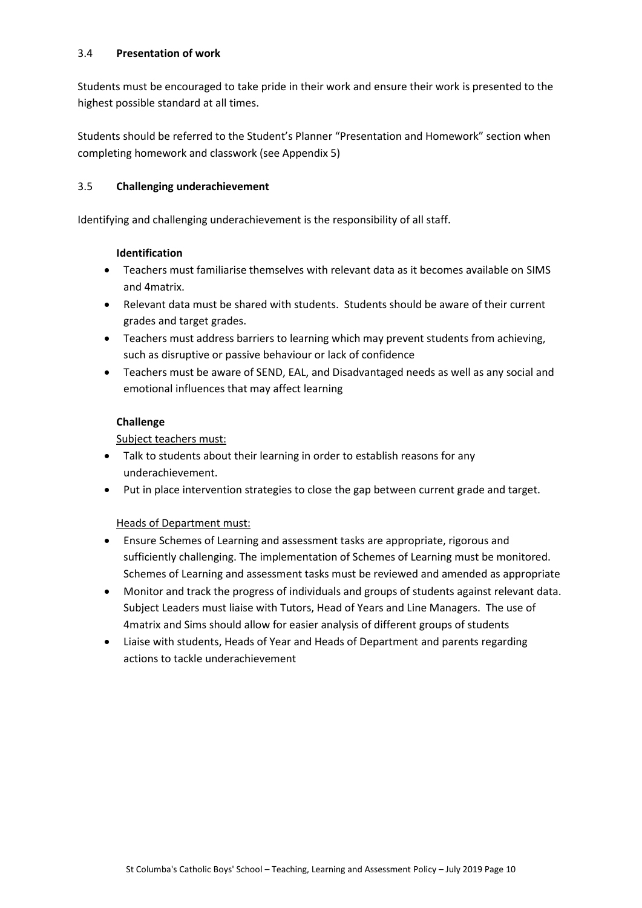### 3.4 **Presentation of work**

Students must be encouraged to take pride in their work and ensure their work is presented to the highest possible standard at all times.

Students should be referred to the Student's Planner "Presentation and Homework" section when completing homework and classwork (see Appendix 5)

### 3.5 **Challenging underachievement**

Identifying and challenging underachievement is the responsibility of all staff.

**Identification**

- Teachers must familiarise themselves with relevant data as it becomes available on SIMS and 4matrix.
- Relevant data must be shared with students. Students should be aware of their current grades and target grades.
- Teachers must address barriers to learning which may prevent students from achieving, such as disruptive or passive behaviour or lack of confidence
- Teachers must be aware of SEND, EAL, and Disadvantaged needs as well as any social and emotional influences that may affect learning

**Challenge**

<u>Subject teachers must:</u>

- Talk to students about their learning in order to establish reasons for any underachievement.
- Put in place intervention strategies to close the gap between current grade and target.

<u>Heads of Department must:</u>

- Ensure Schemes of Learning and assessment tasks are appropriate, rigorous and sufficiently challenging. The implementation of Schemes of Learning must be monitored. Schemes of Learning and assessment tasks must be reviewed and amended as appropriate
- Monitor and track the progress of individuals and groups of students against relevant data. Subject Leaders must liaise with Tutors, Head of Years and Line Managers. The use of 4matrix and Sims should allow for easier analysis of different groups of students
- Liaise with students, Heads of Year and Heads of Department and parents regarding actions to tackle underachievement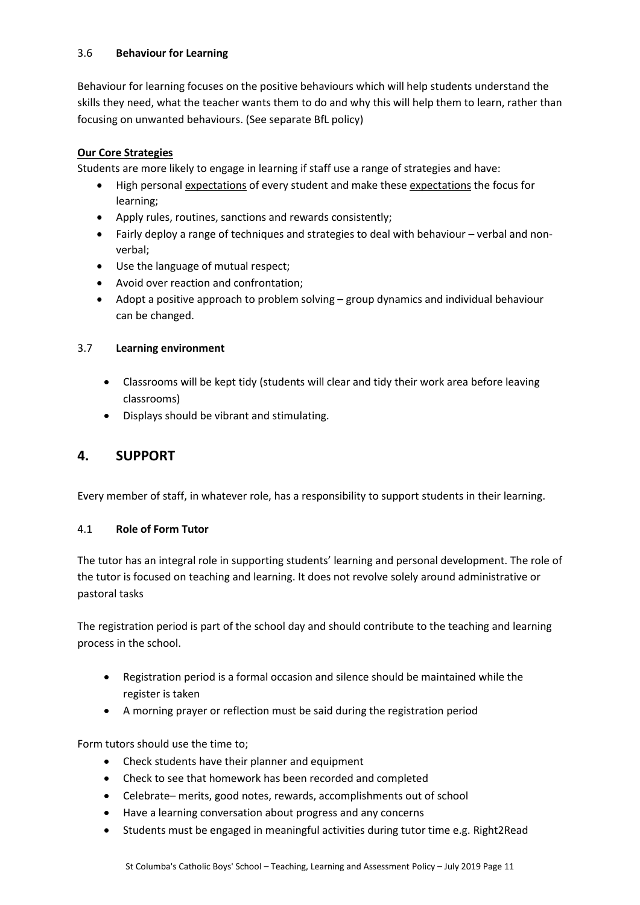### 3.6 **Behaviour for Learning**

Behaviour for learning focuses on the positive behaviours which will help students understand the skills they need, what the teacher wants them to do and why this will help them to learn, rather than focusing on unwanted behaviours. (See separate BfL policy)

**Our Core Strategies**

Students are more likely to engage in learning if staff use a range of strategies and have:

- High personal expectations of every student and make these expectations the focus for learning;
- Apply rules, routines, sanctions and rewards consistently;
- Fairly deploy a range of techniques and strategies to deal with behaviour – verbal and non-verbal;
- Use the language of mutual respect;
- Avoid over reaction and confrontation;
- Adopt a positive approach to problem solving – group dynamics and individual behaviour can be changed.

### 3.7 **Learning environment**

- Classrooms will be kept tidy (students will clear and tidy their work area before leaving classrooms)
- Displays should be vibrant and stimulating.

## 4. SUPPORT

Every member of staff, in whatever role, has a responsibility to support students in their learning.

### 4.1 **Role of Form Tutor**

The tutor has an integral role in supporting students' learning and personal development. The role of the tutor is focused on teaching and learning. It does not revolve solely around administrative or pastoral tasks

The registration period is part of the school day and should contribute to the teaching and learning process in the school.

- Registration period is a formal occasion and silence should be maintained while the register is taken
- A morning prayer or reflection must be said during the registration period

Form tutors should use the time to;

- Check students have their planner and equipment
- Check to see that homework has been recorded and completed
- Celebrate– merits, good notes, rewards, accomplishments out of school
- Have a learning conversation about progress and any concerns
- Students must be engaged in meaningful activities during tutor time e.g. Right2Read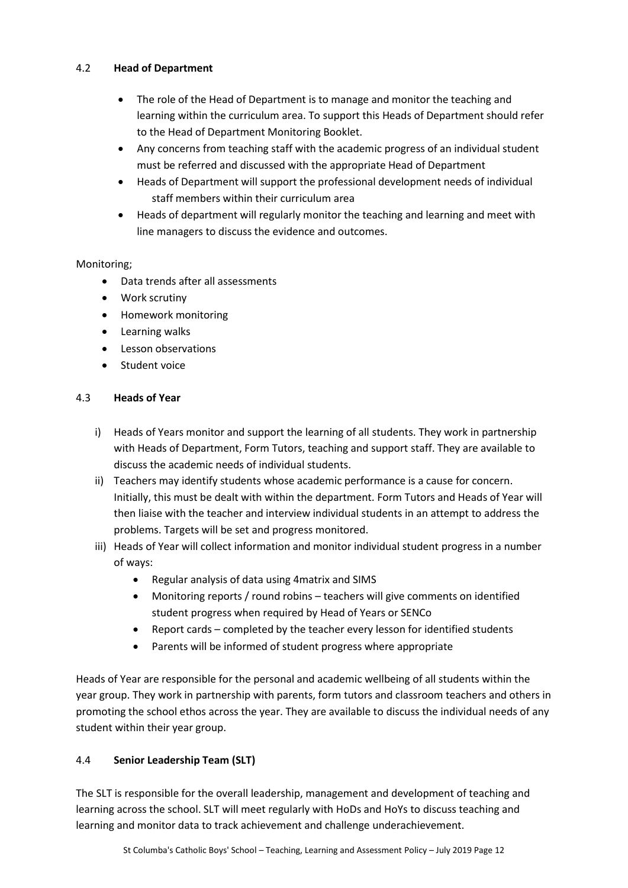### 4.2 **Head of Department**

- The role of the Head of Department is to manage and monitor the teaching and learning within the curriculum area. To support this Heads of Department should refer to the Head of Department Monitoring Booklet.
- Any concerns from teaching staff with the academic progress of an individual student must be referred and discussed with the appropriate Head of Department
- Heads of Department will support the professional development needs of individual staff members within their curriculum area
- Heads of department will regularly monitor the teaching and learning and meet with line managers to discuss the evidence and outcomes.

Monitoring;

- Data trends after all assessments
- Work scrutiny
- Homework monitoring
- Learning walks
- Lesson observations
- Student voice

### 4.3 **Heads of Year**

i) Heads of Years monitor and support the learning of all students. They work in partnership with Heads of Department, Form Tutors, teaching and support staff. They are available to discuss the academic needs of individual students.

ii) Teachers may identify students whose academic performance is a cause for concern. Initially, this must be dealt with within the department. Form Tutors and Heads of Year will then liaise with the teacher and interview individual students in an attempt to address the problems. Targets will be set and progress monitored.

iii) Heads of Year will collect information and monitor individual student progress in a number of ways:
   - Regular analysis of data using 4matrix and SIMS
   - Monitoring reports / round robins – teachers will give comments on identified student progress when required by Head of Years or SENCo
   - Report cards – completed by the teacher every lesson for identified students
   - Parents will be informed of student progress where appropriate

Heads of Year are responsible for the personal and academic wellbeing of all students within the year group. They work in partnership with parents, form tutors and classroom teachers and others in promoting the school ethos across the year. They are available to discuss the individual needs of any student within their year group.

### 4.4 **Senior Leadership Team (SLT)**

The SLT is responsible for the overall leadership, management and development of teaching and learning across the school. SLT will meet regularly with HoDs and HoYs to discuss teaching and learning and monitor data to track achievement and challenge underachievement.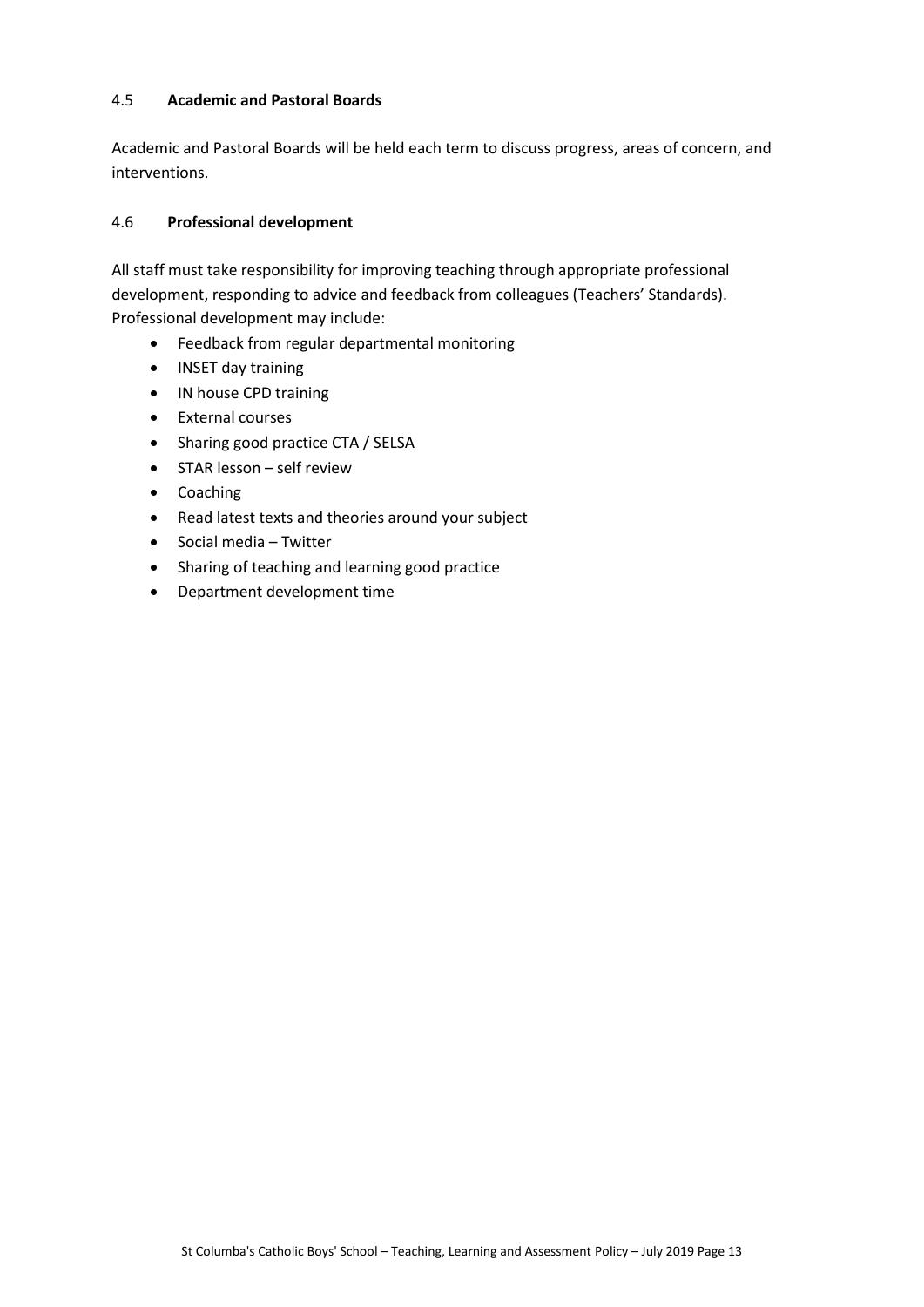### 4.5 **Academic and Pastoral Boards**

Academic and Pastoral Boards will be held each term to discuss progress, areas of concern, and interventions.

### 4.6 **Professional development**

All staff must take responsibility for improving teaching through appropriate professional development, responding to advice and feedback from colleagues (Teachers' Standards). Professional development may include:

- Feedback from regular departmental monitoring
- INSET day training
- IN house CPD training
- External courses
- Sharing good practice CTA / SELSA
- STAR lesson – self review
- Coaching
- Read latest texts and theories around your subject
- Social media – Twitter
- Sharing of teaching and learning good practice
- Department development time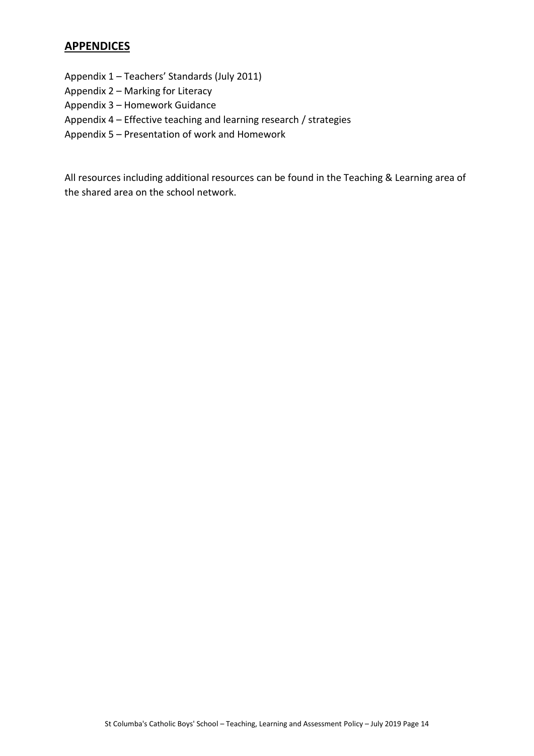## APPENDICES

Appendix 1 – Teachers' Standards (July 2011)
Appendix 2 – Marking for Literacy
Appendix 3 – Homework Guidance
Appendix 4 – Effective teaching and learning research / strategies
Appendix 5 – Presentation of work and Homework

All resources including additional resources can be found in the Teaching & Learning area of the shared area on the school network.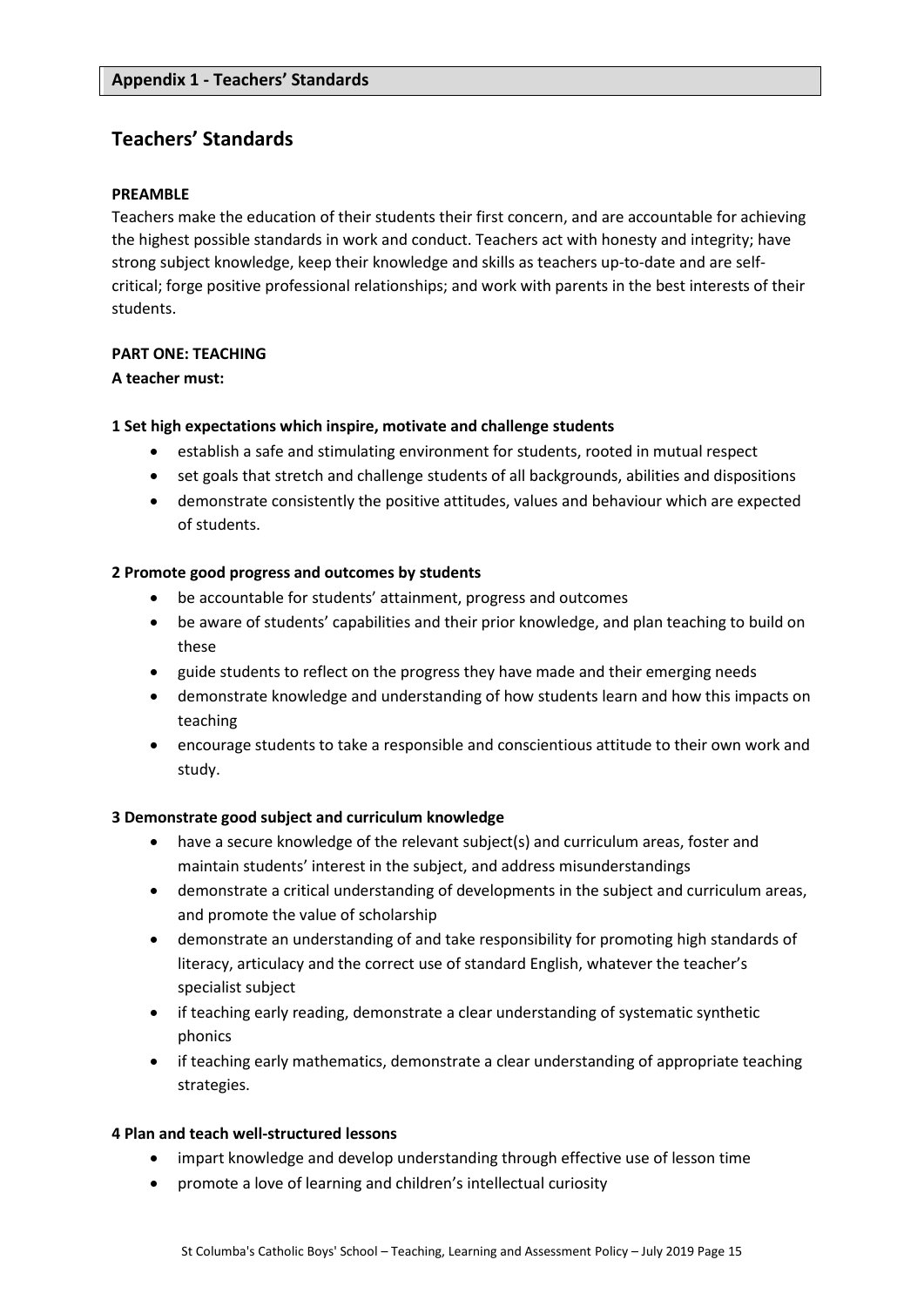## Appendix 1 - Teachers' Standards

# Teachers' Standards

**PREAMBLE**

Teachers make the education of their students their first concern, and are accountable for achieving the highest possible standards in work and conduct. Teachers act with honesty and integrity; have strong subject knowledge, keep their knowledge and skills as teachers up-to-date and are self-critical; forge positive professional relationships; and work with parents in the best interests of their students.

**PART ONE: TEACHING**

**A teacher must:**

**1 Set high expectations which inspire, motivate and challenge students**

- establish a safe and stimulating environment for students, rooted in mutual respect
- set goals that stretch and challenge students of all backgrounds, abilities and dispositions
- demonstrate consistently the positive attitudes, values and behaviour which are expected of students.

**2 Promote good progress and outcomes by students**

- be accountable for students' attainment, progress and outcomes
- be aware of students' capabilities and their prior knowledge, and plan teaching to build on these
- guide students to reflect on the progress they have made and their emerging needs
- demonstrate knowledge and understanding of how students learn and how this impacts on teaching
- encourage students to take a responsible and conscientious attitude to their own work and study.

**3 Demonstrate good subject and curriculum knowledge**

- have a secure knowledge of the relevant subject(s) and curriculum areas, foster and maintain students' interest in the subject, and address misunderstandings
- demonstrate a critical understanding of developments in the subject and curriculum areas, and promote the value of scholarship
- demonstrate an understanding of and take responsibility for promoting high standards of literacy, articulacy and the correct use of standard English, whatever the teacher's specialist subject
- if teaching early reading, demonstrate a clear understanding of systematic synthetic phonics
- if teaching early mathematics, demonstrate a clear understanding of appropriate teaching strategies.

**4 Plan and teach well-structured lessons**

- impart knowledge and develop understanding through effective use of lesson time
- promote a love of learning and children's intellectual curiosity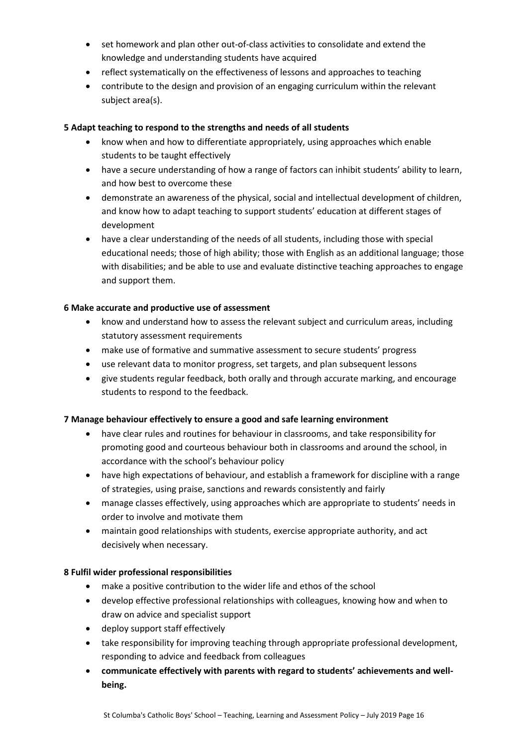- set homework and plan other out-of-class activities to consolidate and extend the knowledge and understanding students have acquired
- reflect systematically on the effectiveness of lessons and approaches to teaching
- contribute to the design and provision of an engaging curriculum within the relevant subject area(s).

**5 Adapt teaching to respond to the strengths and needs of all students**

- know when and how to differentiate appropriately, using approaches which enable students to be taught effectively
- have a secure understanding of how a range of factors can inhibit students' ability to learn, and how best to overcome these
- demonstrate an awareness of the physical, social and intellectual development of children, and know how to adapt teaching to support students' education at different stages of development
- have a clear understanding of the needs of all students, including those with special educational needs; those of high ability; those with English as an additional language; those with disabilities; and be able to use and evaluate distinctive teaching approaches to engage and support them.

**6 Make accurate and productive use of assessment**

- know and understand how to assess the relevant subject and curriculum areas, including statutory assessment requirements
- make use of formative and summative assessment to secure students' progress
- use relevant data to monitor progress, set targets, and plan subsequent lessons
- give students regular feedback, both orally and through accurate marking, and encourage students to respond to the feedback.

**7 Manage behaviour effectively to ensure a good and safe learning environment**

- have clear rules and routines for behaviour in classrooms, and take responsibility for promoting good and courteous behaviour both in classrooms and around the school, in accordance with the school's behaviour policy
- have high expectations of behaviour, and establish a framework for discipline with a range of strategies, using praise, sanctions and rewards consistently and fairly
- manage classes effectively, using approaches which are appropriate to students' needs in order to involve and motivate them
- maintain good relationships with students, exercise appropriate authority, and act decisively when necessary.

**8 Fulfil wider professional responsibilities**

- make a positive contribution to the wider life and ethos of the school
- develop effective professional relationships with colleagues, knowing how and when to draw on advice and specialist support
- deploy support staff effectively
- take responsibility for improving teaching through appropriate professional development, responding to advice and feedback from colleagues
- **communicate effectively with parents with regard to students' achievements and well-being.**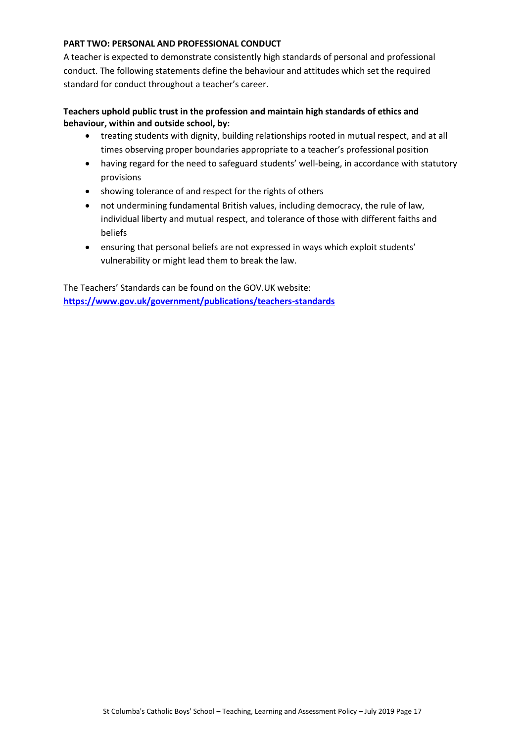**PART TWO: PERSONAL AND PROFESSIONAL CONDUCT**

A teacher is expected to demonstrate consistently high standards of personal and professional conduct. The following statements define the behaviour and attitudes which set the required standard for conduct throughout a teacher's career.

**Teachers uphold public trust in the profession and maintain high standards of ethics and behaviour, within and outside school, by:**

- treating students with dignity, building relationships rooted in mutual respect, and at all times observing proper boundaries appropriate to a teacher's professional position
- having regard for the need to safeguard students' well-being, in accordance with statutory provisions
- showing tolerance of and respect for the rights of others
- not undermining fundamental British values, including democracy, the rule of law, individual liberty and mutual respect, and tolerance of those with different faiths and beliefs
- ensuring that personal beliefs are not expressed in ways which exploit students' vulnerability or might lead them to break the law.

The Teachers' Standards can be found on the GOV.UK website:
**https://www.gov.uk/government/publications/teachers-standards**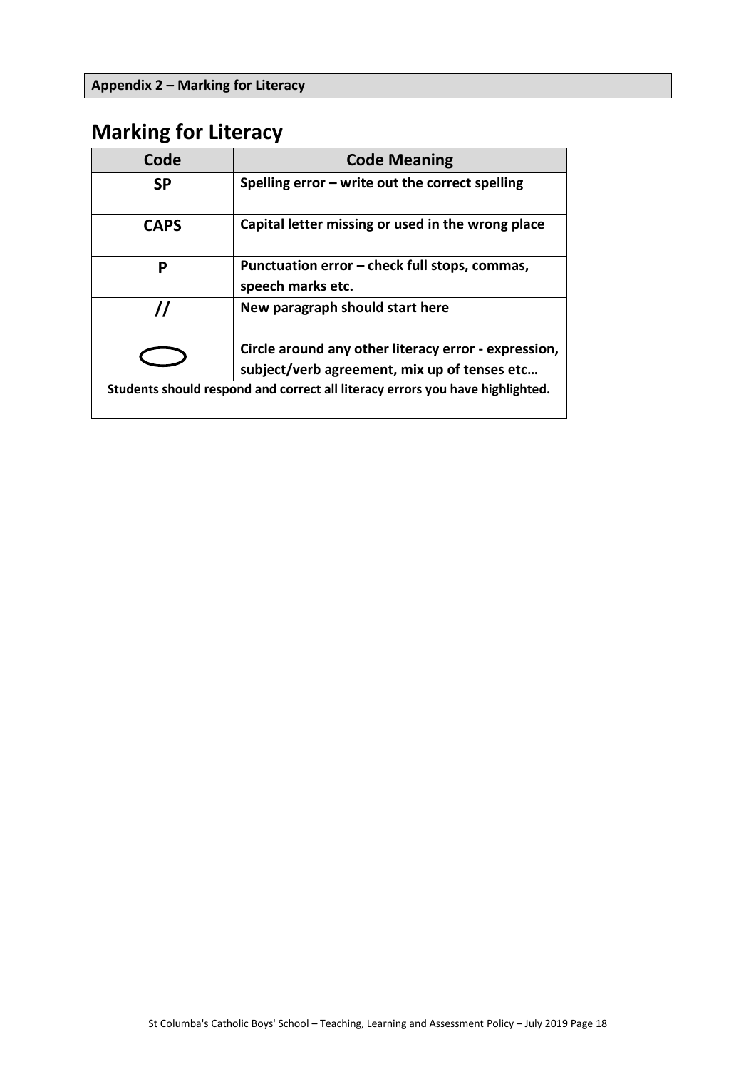**Appendix 2 – Marking for Literacy**

# Marking for Literacy

| Code | Code Meaning |
|---|---|
| **SP** | **Spelling error – write out the correct spelling** |
| **CAPS** | **Capital letter missing or used in the wrong place** |
| **P** | **Punctuation error – check full stops, commas, speech marks etc.** |
| **//** | **New paragraph should start here** |
| ⬭ | **Circle around any other literacy error - expression, subject/verb agreement, mix up of tenses etc…** |
| **Students should respond and correct all literacy errors you have highlighted.** | |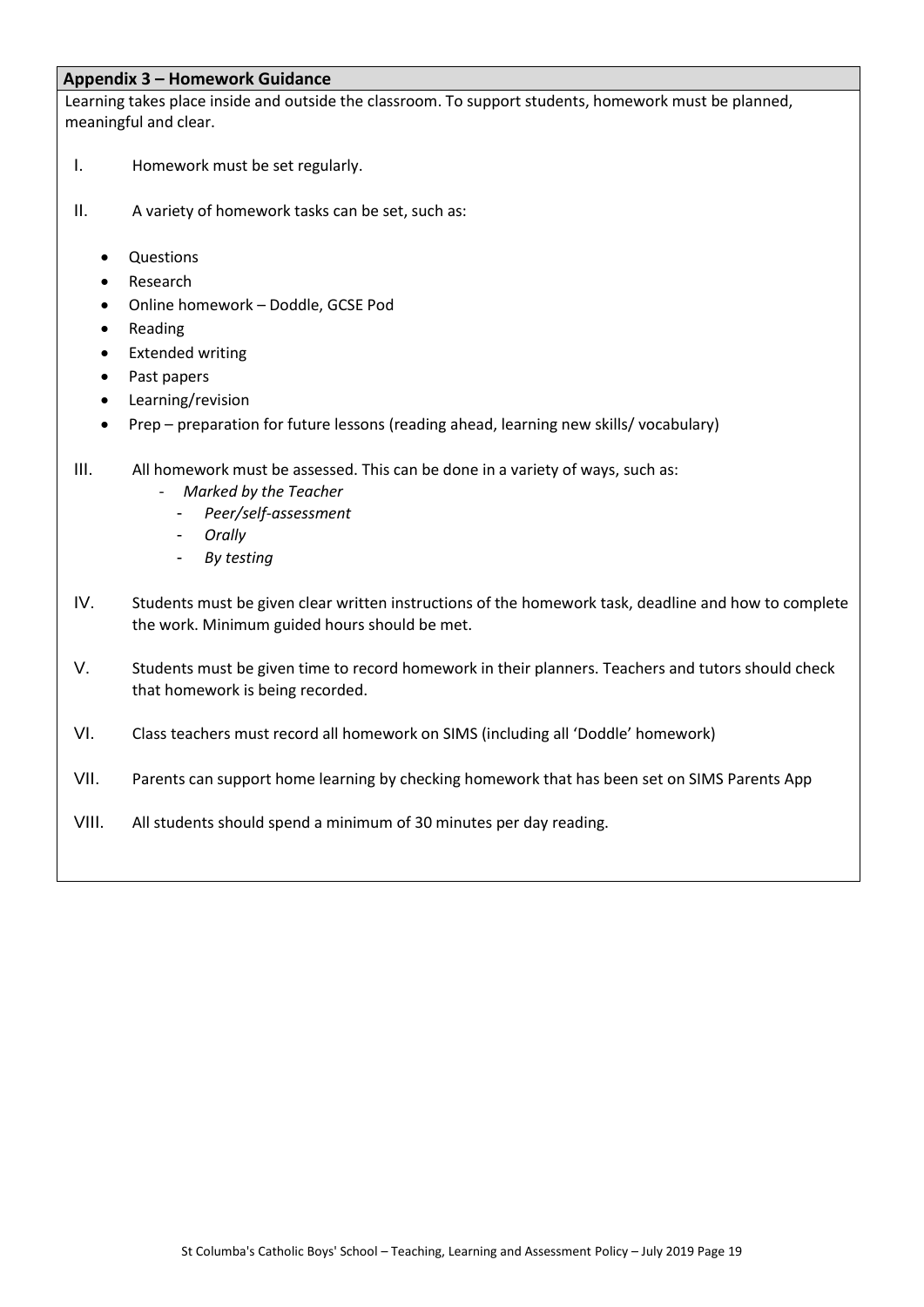## Appendix 3 – Homework Guidance

Learning takes place inside and outside the classroom. To support students, homework must be planned, meaningful and clear.

I. Homework must be set regularly.

II. A variety of homework tasks can be set, such as:

- Questions
- Research
- Online homework – Doddle, GCSE Pod
- Reading
- Extended writing
- Past papers
- Learning/revision
- Prep – preparation for future lessons (reading ahead, learning new skills/ vocabulary)

III. All homework must be assessed. This can be done in a variety of ways, such as:
   - *Marked by the Teacher*
   - *Peer/self-assessment*
   - *Orally*
   - *By testing*

IV. Students must be given clear written instructions of the homework task, deadline and how to complete the work. Minimum guided hours should be met.

V. Students must be given time to record homework in their planners. Teachers and tutors should check that homework is being recorded.

VI. Class teachers must record all homework on SIMS (including all 'Doddle' homework)

VII. Parents can support home learning by checking homework that has been set on SIMS Parents App

VIII. All students should spend a minimum of 30 minutes per day reading.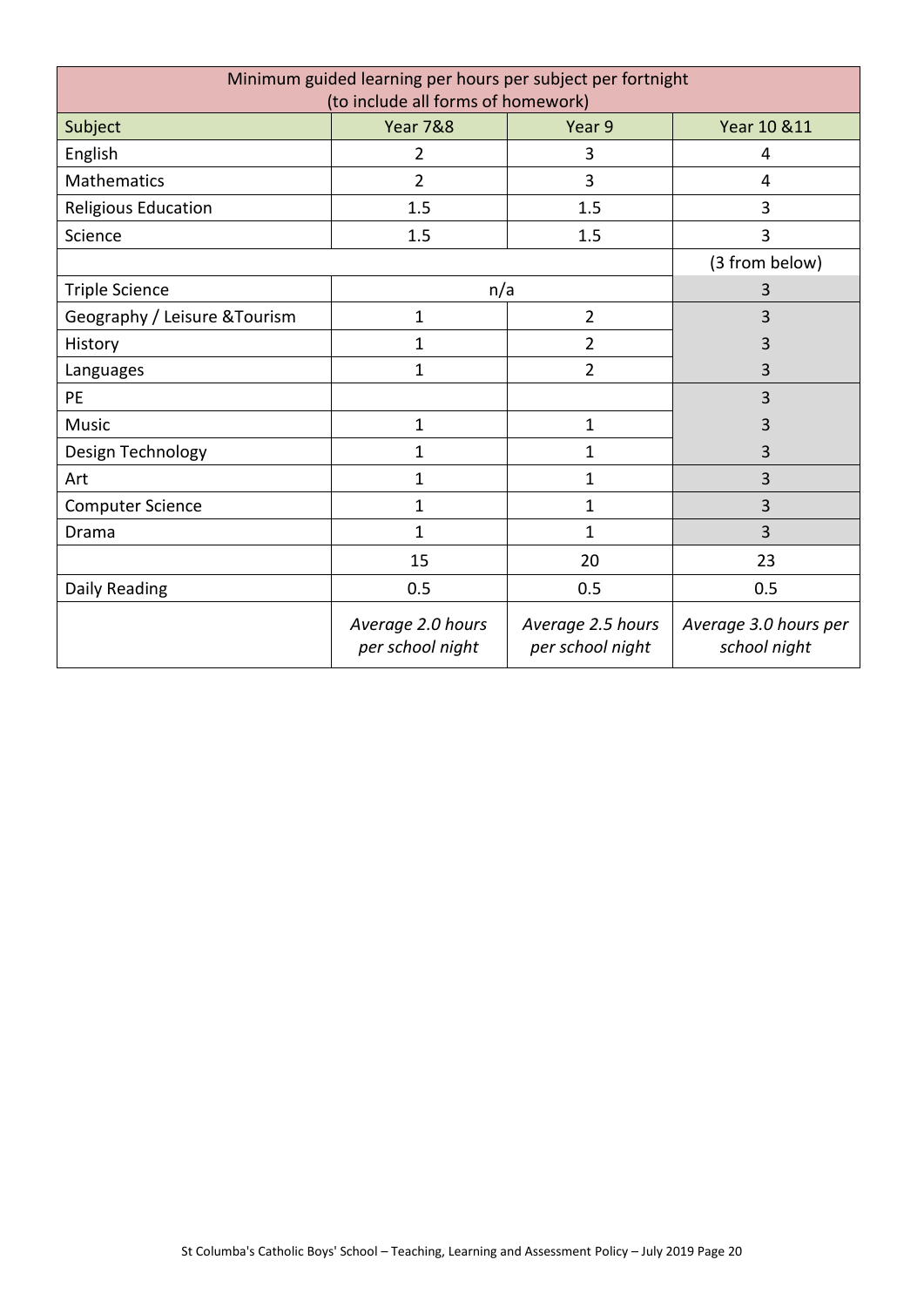| Minimum guided learning per hours per subject per fortnight (to include all forms of homework) | | | |
|---|---|---|---|
| Subject | Year 7&8 | Year 9 | Year 10 &11 |
| English | 2 | 3 | 4 |
| Mathematics | 2 | 3 | 4 |
| Religious Education | 1.5 | 1.5 | 3 |
| Science | 1.5 | 1.5 | 3 |
| | | | (3 from below) |
| Triple Science | n/a | | 3 |
| Geography / Leisure &Tourism | 1 | 2 | 3 |
| History | 1 | 2 | 3 |
| Languages | 1 | 2 | 3 |
| PE | | | 3 |
| Music | 1 | 1 | 3 |
| Design Technology | 1 | 1 | 3 |
| Art | 1 | 1 | 3 |
| Computer Science | 1 | 1 | 3 |
| Drama | 1 | 1 | 3 |
| | 15 | 20 | 23 |
| Daily Reading | 0.5 | 0.5 | 0.5 |
| | *Average 2.0 hours per school night* | *Average 2.5 hours per school night* | *Average 3.0 hours per school night* |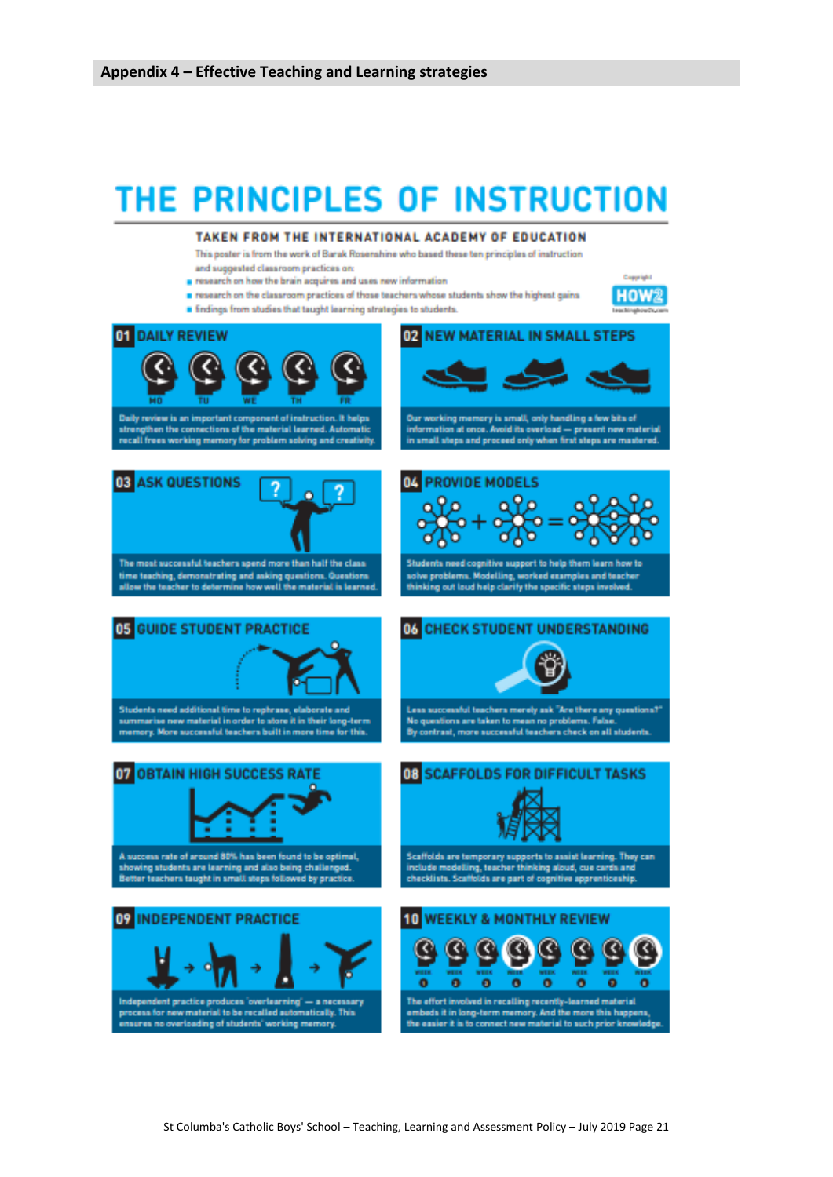## Appendix 4 – Effective Teaching and Learning strategies

# THE PRINCIPLES OF INSTRUCTION

### TAKEN FROM THE INTERNATIONAL ACADEMY OF EDUCATION

This poster is from the work of Barak Rosenshine who based these ten principles of instruction and suggested classroom practices on:

- research on how the brain acquires and uses new information
- research on the classroom practices of those teachers whose students show the highest gains
- findings from studies that taught learning strategies to students.

Copyright HOW2 teachinghow2s.com

### 01 DAILY REVIEW

MO TU WE TH FR

Daily review is an important component of instruction. It helps strengthen the connections of the material learned. Automatic recall frees working memory for problem solving and creativity.

### 02 NEW MATERIAL IN SMALL STEPS

Our working memory is small, only handling a few bits of information at once. Avoid its overload — present new material in small steps and proceed only when first steps are mastered.

### 03 ASK QUESTIONS

The most successful teachers spend more than half the class time teaching, demonstrating and asking questions. Questions allow the teacher to determine how well the material is learned.

### 04 PROVIDE MODELS

Students need cognitive support to help them learn how to solve problems. Modelling, worked examples and teacher thinking out loud help clarify the specific steps involved.

### 05 GUIDE STUDENT PRACTICE

Students need additional time to rephrase, elaborate and summarise new material in order to store it in their long-term memory. More successful teachers built in more time for this.

### 06 CHECK STUDENT UNDERSTANDING

Less successful teachers merely ask "Are there any questions?" No questions are taken to mean no problems. False. By contrast, more successful teachers check on all students.

### 07 OBTAIN HIGH SUCCESS RATE

A success rate of around 80% has been found to be optimal, showing students are learning and also being challenged. Better teachers taught in small steps followed by practice.

### 08 SCAFFOLDS FOR DIFFICULT TASKS

Scaffolds are temporary supports to assist learning. They can include modelling, teacher thinking aloud, cue cards and checklists. Scaffolds are part of cognitive apprenticeship.

### 09 INDEPENDENT PRACTICE

Independent practice produces 'overlearning' — a necessary process for new material to be recalled automatically. This ensures no overloading of students' working memory.

### 10 WEEKLY & MONTHLY REVIEW

WEEK 1 WEEK 2 WEEK 3 WEEK 4 WEEK 5 WEEK 6 WEEK 7 WEEK 8

The effort involved in recalling recently-learned material embeds it in long-term memory. And the more this happens, the easier it is to connect new material to such prior knowledge.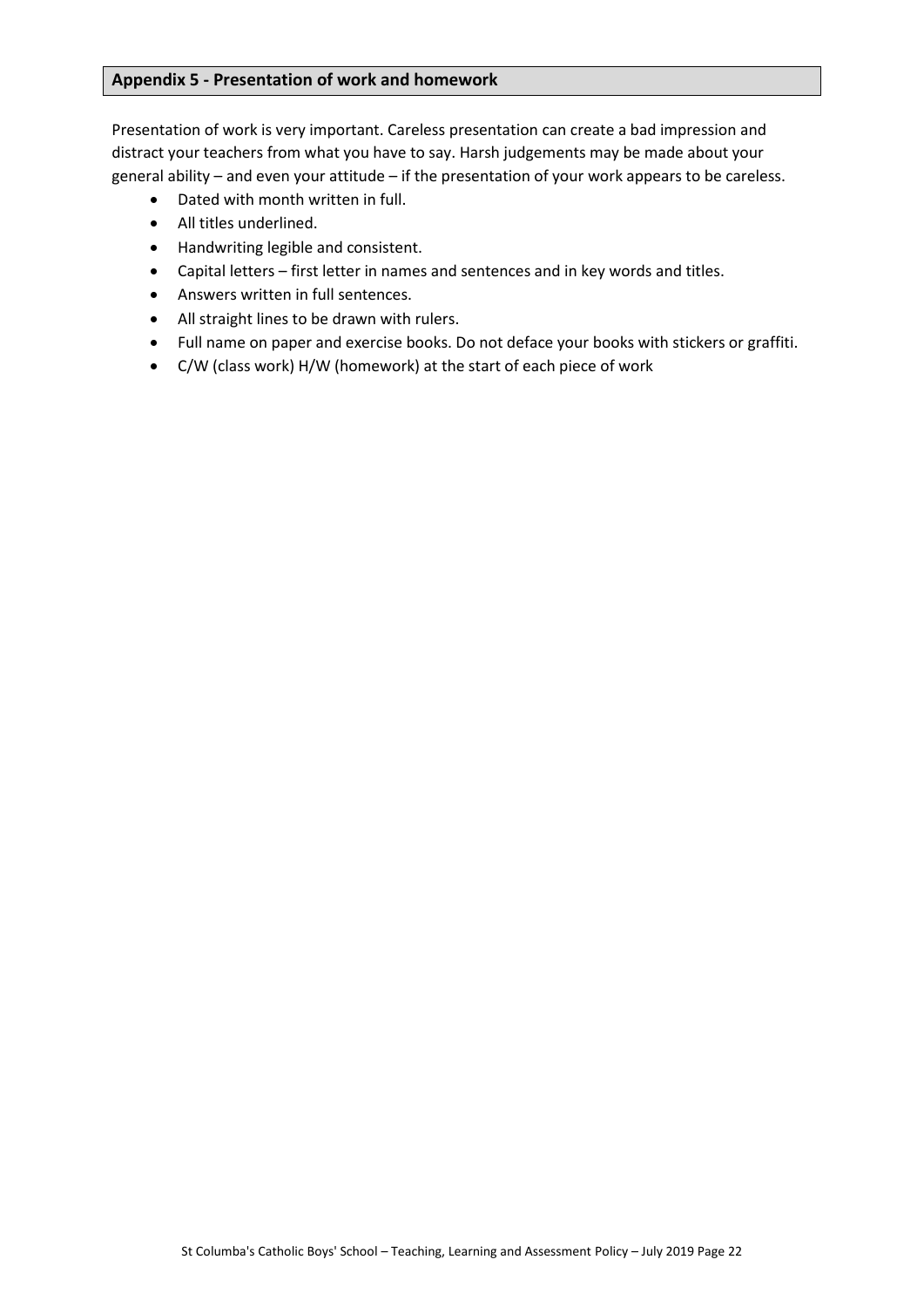## Appendix 5 - Presentation of work and homework

Presentation of work is very important. Careless presentation can create a bad impression and distract your teachers from what you have to say. Harsh judgements may be made about your general ability – and even your attitude – if the presentation of your work appears to be careless.

- Dated with month written in full.
- All titles underlined.
- Handwriting legible and consistent.
- Capital letters – first letter in names and sentences and in key words and titles.
- Answers written in full sentences.
- All straight lines to be drawn with rulers.
- Full name on paper and exercise books. Do not deface your books with stickers or graffiti.
- C/W (class work) H/W (homework) at the start of each piece of work